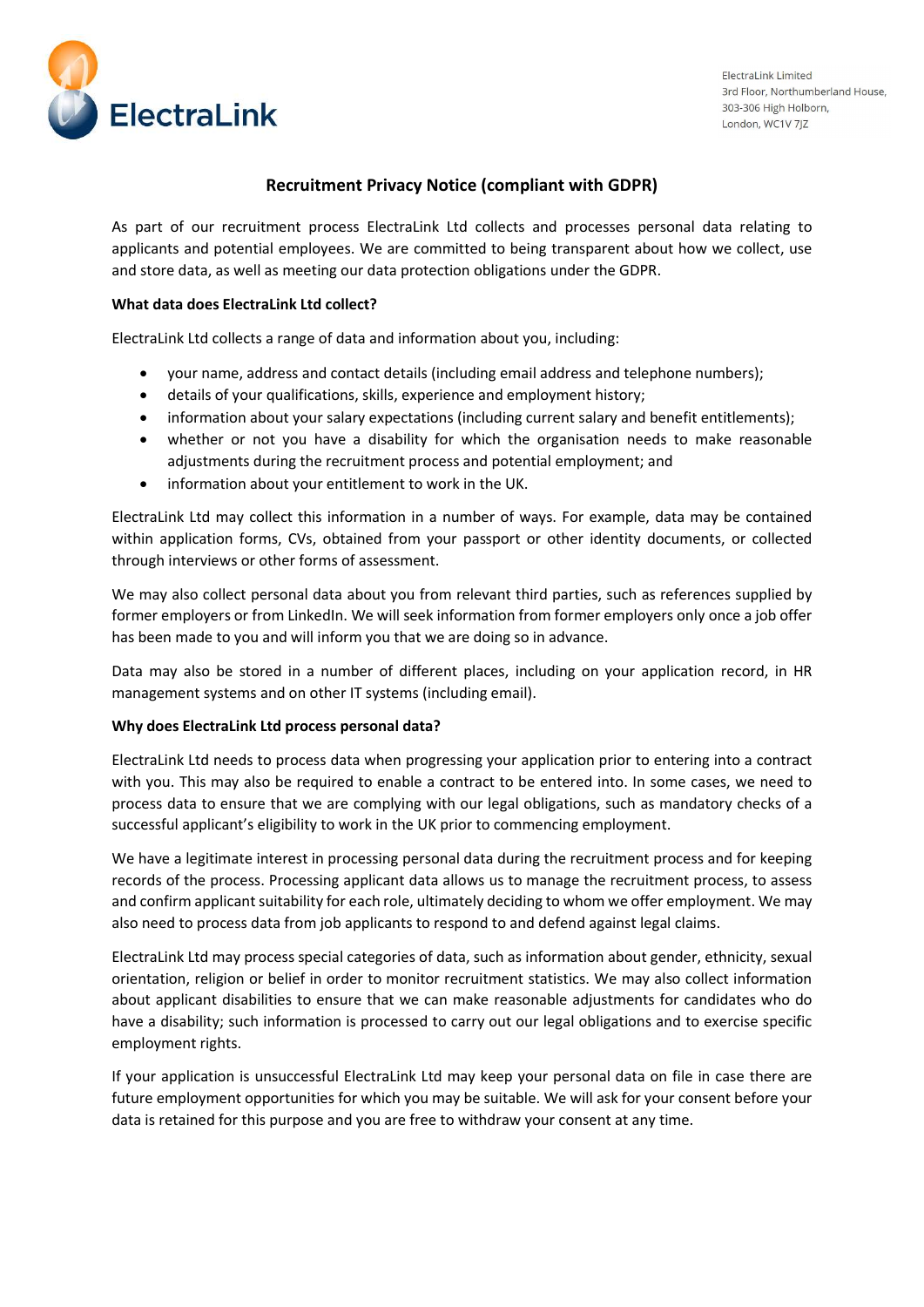ElectraLink

ElectraLink Limited
3rd Floor, Northumberland House,
303-306 High Holborn,
London, WC1V 7JZ

# Recruitment Privacy Notice (compliant with GDPR)

As part of our recruitment process ElectraLink Ltd collects and processes personal data relating to applicants and potential employees. We are committed to being transparent about how we collect, use and store data, as well as meeting our data protection obligations under the GDPR.

**What data does ElectraLink Ltd collect?**

ElectraLink Ltd collects a range of data and information about you, including:

- your name, address and contact details (including email address and telephone numbers);
- details of your qualifications, skills, experience and employment history;
- information about your salary expectations (including current salary and benefit entitlements);
- whether or not you have a disability for which the organisation needs to make reasonable adjustments during the recruitment process and potential employment; and
- information about your entitlement to work in the UK.

ElectraLink Ltd may collect this information in a number of ways. For example, data may be contained within application forms, CVs, obtained from your passport or other identity documents, or collected through interviews or other forms of assessment.

We may also collect personal data about you from relevant third parties, such as references supplied by former employers or from LinkedIn. We will seek information from former employers only once a job offer has been made to you and will inform you that we are doing so in advance.

Data may also be stored in a number of different places, including on your application record, in HR management systems and on other IT systems (including email).

**Why does ElectraLink Ltd process personal data?**

ElectraLink Ltd needs to process data when progressing your application prior to entering into a contract with you. This may also be required to enable a contract to be entered into. In some cases, we need to process data to ensure that we are complying with our legal obligations, such as mandatory checks of a successful applicant's eligibility to work in the UK prior to commencing employment.

We have a legitimate interest in processing personal data during the recruitment process and for keeping records of the process. Processing applicant data allows us to manage the recruitment process, to assess and confirm applicant suitability for each role, ultimately deciding to whom we offer employment. We may also need to process data from job applicants to respond to and defend against legal claims.

ElectraLink Ltd may process special categories of data, such as information about gender, ethnicity, sexual orientation, religion or belief in order to monitor recruitment statistics. We may also collect information about applicant disabilities to ensure that we can make reasonable adjustments for candidates who do have a disability; such information is processed to carry out our legal obligations and to exercise specific employment rights.

If your application is unsuccessful ElectraLink Ltd may keep your personal data on file in case there are future employment opportunities for which you may be suitable. We will ask for your consent before your data is retained for this purpose and you are free to withdraw your consent at any time.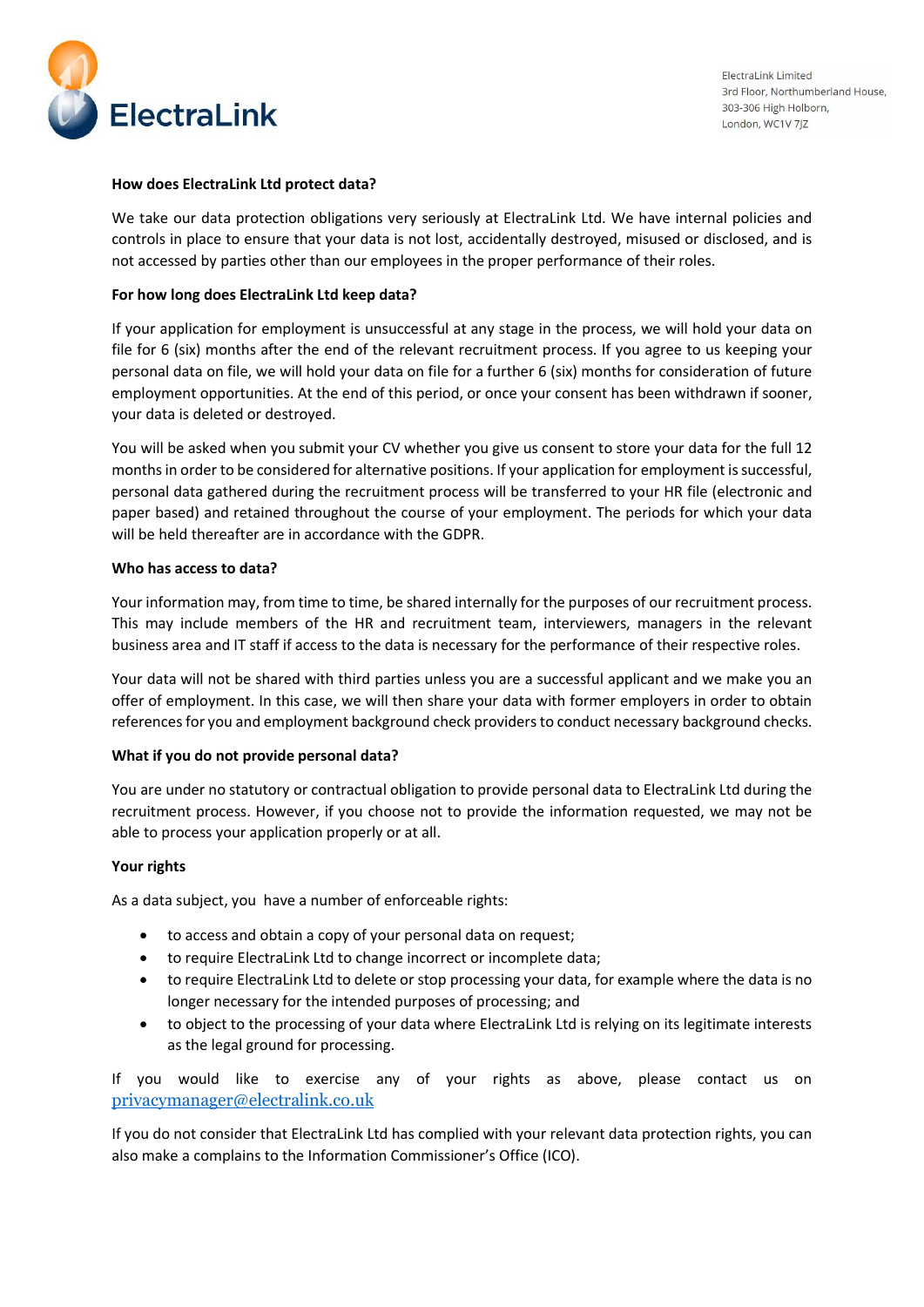**How does ElectraLink Ltd protect data?**

We take our data protection obligations very seriously at ElectraLink Ltd. We have internal policies and controls in place to ensure that your data is not lost, accidentally destroyed, misused or disclosed, and is not accessed by parties other than our employees in the proper performance of their roles.

**For how long does ElectraLink Ltd keep data?**

If your application for employment is unsuccessful at any stage in the process, we will hold your data on file for 6 (six) months after the end of the relevant recruitment process. If you agree to us keeping your personal data on file, we will hold your data on file for a further 6 (six) months for consideration of future employment opportunities. At the end of this period, or once your consent has been withdrawn if sooner, your data is deleted or destroyed.

You will be asked when you submit your CV whether you give us consent to store your data for the full 12 months in order to be considered for alternative positions. If your application for employment is successful, personal data gathered during the recruitment process will be transferred to your HR file (electronic and paper based) and retained throughout the course of your employment. The periods for which your data will be held thereafter are in accordance with the GDPR.

**Who has access to data?**

Your information may, from time to time, be shared internally for the purposes of our recruitment process. This may include members of the HR and recruitment team, interviewers, managers in the relevant business area and IT staff if access to the data is necessary for the performance of their respective roles.

Your data will not be shared with third parties unless you are a successful applicant and we make you an offer of employment. In this case, we will then share your data with former employers in order to obtain references for you and employment background check providers to conduct necessary background checks.

**What if you do not provide personal data?**

You are under no statutory or contractual obligation to provide personal data to ElectraLink Ltd during the recruitment process. However, if you choose not to provide the information requested, we may not be able to process your application properly or at all.

**Your rights**

As a data subject, you have a number of enforceable rights:

- to access and obtain a copy of your personal data on request;
- to require ElectraLink Ltd to change incorrect or incomplete data;
- to require ElectraLink Ltd to delete or stop processing your data, for example where the data is no longer necessary for the intended purposes of processing; and
- to object to the processing of your data where ElectraLink Ltd is relying on its legitimate interests as the legal ground for processing.

If you would like to exercise any of your rights as above, please contact us on privacymanager@electralink.co.uk

If you do not consider that ElectraLink Ltd has complied with your relevant data protection rights, you can also make a complains to the Information Commissioner's Office (ICO).